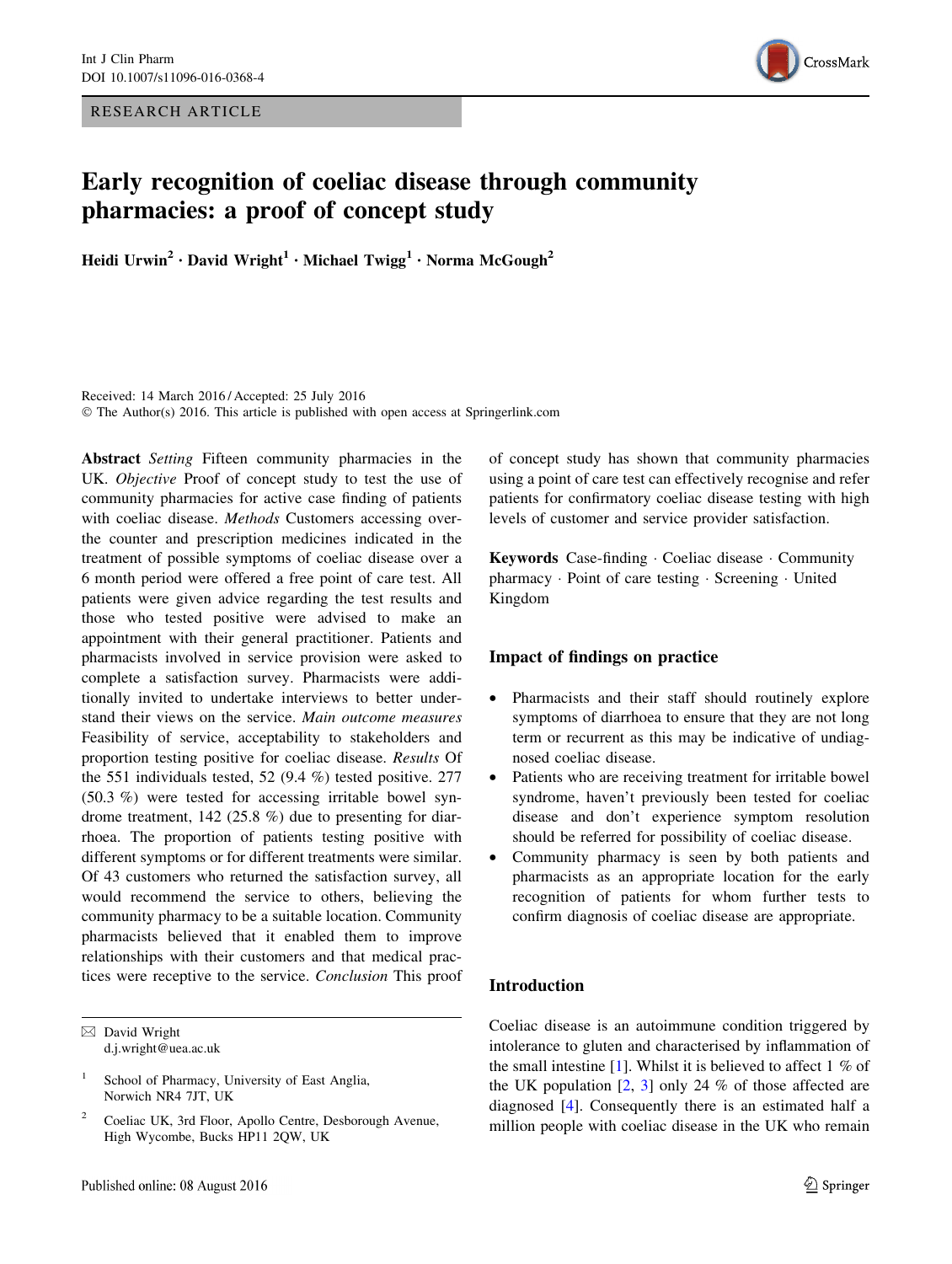RESEARCH ARTICLE

# Early recognition of coeliac disease through community pharmacies: a proof of concept study

Heidi Urwin[2] · David Wright[1] · Michael Twigg[1] · Norma McGough[2]

Received: 14 March 2016 / Accepted: 25 July 2016
© The Author(s) 2016. This article is published with open access at Springerlink.com

**Abstract** *Setting* Fifteen community pharmacies in the UK. *Objective* Proof of concept study to test the use of community pharmacies for active case finding of patients with coeliac disease. *Methods* Customers accessing over-the counter and prescription medicines indicated in the treatment of possible symptoms of coeliac disease over a 6 month period were offered a free point of care test. All patients were given advice regarding the test results and those who tested positive were advised to make an appointment with their general practitioner. Patients and pharmacists involved in service provision were asked to complete a satisfaction survey. Pharmacists were additionally invited to undertake interviews to better understand their views on the service. *Main outcome measures* Feasibility of service, acceptability to stakeholders and proportion testing positive for coeliac disease. *Results* Of the 551 individuals tested, 52 (9.4 %) tested positive. 277 (50.3 %) were tested for accessing irritable bowel syndrome treatment, 142 (25.8 %) due to presenting for diarrhoea. The proportion of patients testing positive with different symptoms or for different treatments were similar. Of 43 customers who returned the satisfaction survey, all would recommend the service to others, believing the community pharmacy to be a suitable location. Community pharmacists believed that it enabled them to improve relationships with their customers and that medical practices were receptive to the service. *Conclusion* This proof of concept study has shown that community pharmacies using a point of care test can effectively recognise and refer patients for confirmatory coeliac disease testing with high levels of customer and service provider satisfaction.

**Keywords** Case-finding · Coeliac disease · Community pharmacy · Point of care testing · Screening · United Kingdom

## Impact of findings on practice

- Pharmacists and their staff should routinely explore symptoms of diarrhoea to ensure that they are not long term or recurrent as this may be indicative of undiagnosed coeliac disease.
- Patients who are receiving treatment for irritable bowel syndrome, haven't previously been tested for coeliac disease and don't experience symptom resolution should be referred for possibility of coeliac disease.
- Community pharmacy is seen by both patients and pharmacists as an appropriate location for the early recognition of patients for whom further tests to confirm diagnosis of coeliac disease are appropriate.

## Introduction

Coeliac disease is an autoimmune condition triggered by intolerance to gluten and characterised by inflammation of the small intestine [1]. Whilst it is believed to affect 1 % of the UK population [2, 3] only 24 % of those affected are diagnosed [4]. Consequently there is an estimated half a million people with coeliac disease in the UK who remain

---

✉ David Wright
d.j.wright@uea.ac.uk

[1] School of Pharmacy, University of East Anglia, Norwich NR4 7JT, UK

[2] Coeliac UK, 3rd Floor, Apollo Centre, Desborough Avenue, High Wycombe, Bucks HP11 2QW, UK

Published online: 08 August 2016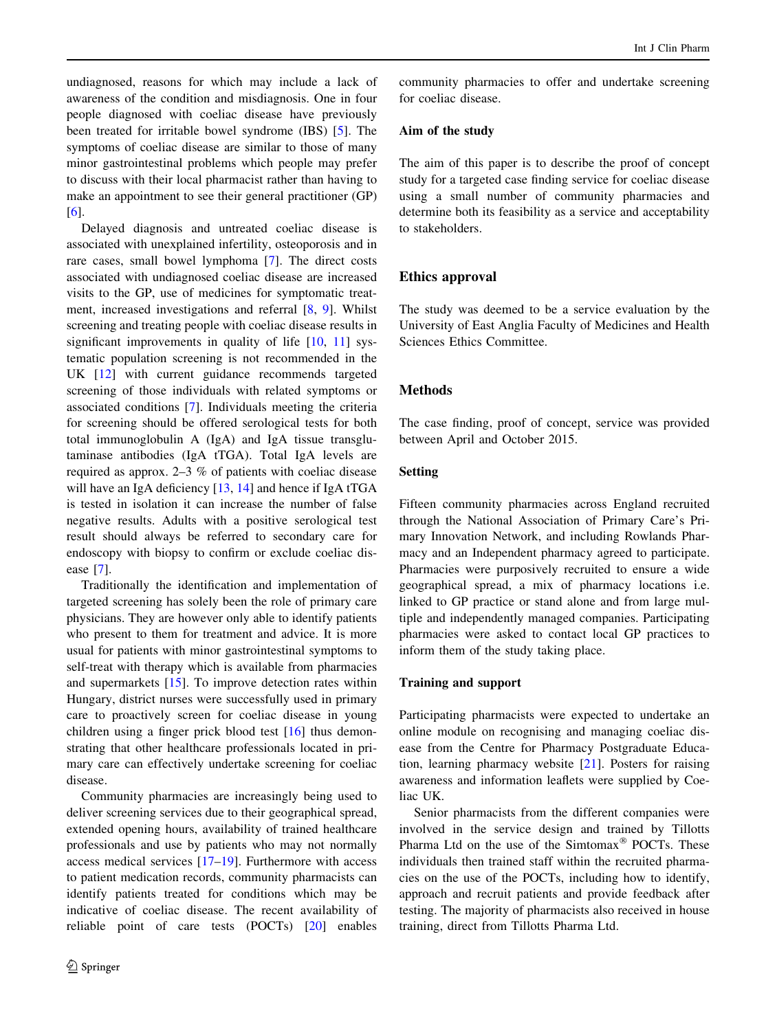undiagnosed, reasons for which may include a lack of awareness of the condition and misdiagnosis. One in four people diagnosed with coeliac disease have previously been treated for irritable bowel syndrome (IBS) [5]. The symptoms of coeliac disease are similar to those of many minor gastrointestinal problems which people may prefer to discuss with their local pharmacist rather than having to make an appointment to see their general practitioner (GP) [6].

Delayed diagnosis and untreated coeliac disease is associated with unexplained infertility, osteoporosis and in rare cases, small bowel lymphoma [7]. The direct costs associated with undiagnosed coeliac disease are increased visits to the GP, use of medicines for symptomatic treatment, increased investigations and referral [8, 9]. Whilst screening and treating people with coeliac disease results in significant improvements in quality of life [10, 11] systematic population screening is not recommended in the UK [12] with current guidance recommends targeted screening of those individuals with related symptoms or associated conditions [7]. Individuals meeting the criteria for screening should be offered serological tests for both total immunoglobulin A (IgA) and IgA tissue transglutaminase antibodies (IgA tTGA). Total IgA levels are required as approx. 2–3 % of patients with coeliac disease will have an IgA deficiency [13, 14] and hence if IgA tTGA is tested in isolation it can increase the number of false negative results. Adults with a positive serological test result should always be referred to secondary care for endoscopy with biopsy to confirm or exclude coeliac disease [7].

Traditionally the identification and implementation of targeted screening has solely been the role of primary care physicians. They are however only able to identify patients who present to them for treatment and advice. It is more usual for patients with minor gastrointestinal symptoms to self-treat with therapy which is available from pharmacies and supermarkets [15]. To improve detection rates within Hungary, district nurses were successfully used in primary care to proactively screen for coeliac disease in young children using a finger prick blood test [16] thus demonstrating that other healthcare professionals located in primary care can effectively undertake screening for coeliac disease.

Community pharmacies are increasingly being used to deliver screening services due to their geographical spread, extended opening hours, availability of trained healthcare professionals and use by patients who may not normally access medical services [17–19]. Furthermore with access to patient medication records, community pharmacists can identify patients treated for conditions which may be indicative of coeliac disease. The recent availability of reliable point of care tests (POCTs) [20] enables community pharmacies to offer and undertake screening for coeliac disease.

### Aim of the study

The aim of this paper is to describe the proof of concept study for a targeted case finding service for coeliac disease using a small number of community pharmacies and determine both its feasibility as a service and acceptability to stakeholders.

## Ethics approval

The study was deemed to be a service evaluation by the University of East Anglia Faculty of Medicines and Health Sciences Ethics Committee.

## Methods

The case finding, proof of concept, service was provided between April and October 2015.

### Setting

Fifteen community pharmacies across England recruited through the National Association of Primary Care's Primary Innovation Network, and including Rowlands Pharmacy and an Independent pharmacy agreed to participate. Pharmacies were purposively recruited to ensure a wide geographical spread, a mix of pharmacy locations i.e. linked to GP practice or stand alone and from large multiple and independently managed companies. Participating pharmacies were asked to contact local GP practices to inform them of the study taking place.

### Training and support

Participating pharmacists were expected to undertake an online module on recognising and managing coeliac disease from the Centre for Pharmacy Postgraduate Education, learning pharmacy website [21]. Posters for raising awareness and information leaflets were supplied by Coeliac UK.

Senior pharmacists from the different companies were involved in the service design and trained by Tillotts Pharma Ltd on the use of the Simtomax® POCTs. These individuals then trained staff within the recruited pharmacies on the use of the POCTs, including how to identify, approach and recruit patients and provide feedback after testing. The majority of pharmacists also received in house training, direct from Tillotts Pharma Ltd.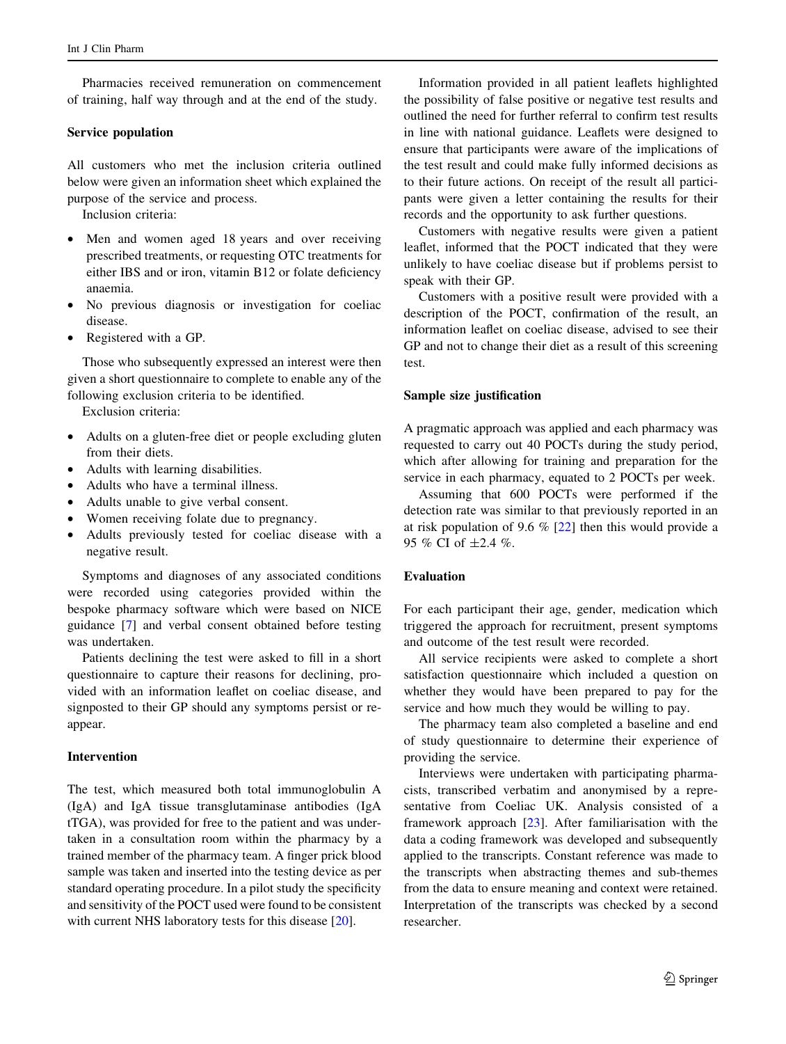Pharmacies received remuneration on commencement of training, half way through and at the end of the study.

### Service population

All customers who met the inclusion criteria outlined below were given an information sheet which explained the purpose of the service and process.

Inclusion criteria:

- Men and women aged 18 years and over receiving prescribed treatments, or requesting OTC treatments for either IBS and or iron, vitamin B12 or folate deficiency anaemia.
- No previous diagnosis or investigation for coeliac disease.
- Registered with a GP.

Those who subsequently expressed an interest were then given a short questionnaire to complete to enable any of the following exclusion criteria to be identified.

Exclusion criteria:

- Adults on a gluten-free diet or people excluding gluten from their diets.
- Adults with learning disabilities.
- Adults who have a terminal illness.
- Adults unable to give verbal consent.
- Women receiving folate due to pregnancy.
- Adults previously tested for coeliac disease with a negative result.

Symptoms and diagnoses of any associated conditions were recorded using categories provided within the bespoke pharmacy software which were based on NICE guidance [7] and verbal consent obtained before testing was undertaken.

Patients declining the test were asked to fill in a short questionnaire to capture their reasons for declining, provided with an information leaflet on coeliac disease, and signposted to their GP should any symptoms persist or re-appear.

### Intervention

The test, which measured both total immunoglobulin A (IgA) and IgA tissue transglutaminase antibodies (IgA tTGA), was provided for free to the patient and was undertaken in a consultation room within the pharmacy by a trained member of the pharmacy team. A finger prick blood sample was taken and inserted into the testing device as per standard operating procedure. In a pilot study the specificity and sensitivity of the POCT used were found to be consistent with current NHS laboratory tests for this disease [20].

Information provided in all patient leaflets highlighted the possibility of false positive or negative test results and outlined the need for further referral to confirm test results in line with national guidance. Leaflets were designed to ensure that participants were aware of the implications of the test result and could make fully informed decisions as to their future actions. On receipt of the result all participants were given a letter containing the results for their records and the opportunity to ask further questions.

Customers with negative results were given a patient leaflet, informed that the POCT indicated that they were unlikely to have coeliac disease but if problems persist to speak with their GP.

Customers with a positive result were provided with a description of the POCT, confirmation of the result, an information leaflet on coeliac disease, advised to see their GP and not to change their diet as a result of this screening test.

### Sample size justification

A pragmatic approach was applied and each pharmacy was requested to carry out 40 POCTs during the study period, which after allowing for training and preparation for the service in each pharmacy, equated to 2 POCTs per week.

Assuming that 600 POCTs were performed if the detection rate was similar to that previously reported in an at risk population of 9.6 % [22] then this would provide a 95 % CI of ±2.4 %.

### Evaluation

For each participant their age, gender, medication which triggered the approach for recruitment, present symptoms and outcome of the test result were recorded.

All service recipients were asked to complete a short satisfaction questionnaire which included a question on whether they would have been prepared to pay for the service and how much they would be willing to pay.

The pharmacy team also completed a baseline and end of study questionnaire to determine their experience of providing the service.

Interviews were undertaken with participating pharmacists, transcribed verbatim and anonymised by a representative from Coeliac UK. Analysis consisted of a framework approach [23]. After familiarisation with the data a coding framework was developed and subsequently applied to the transcripts. Constant reference was made to the transcripts when abstracting themes and sub-themes from the data to ensure meaning and context were retained. Interpretation of the transcripts was checked by a second researcher.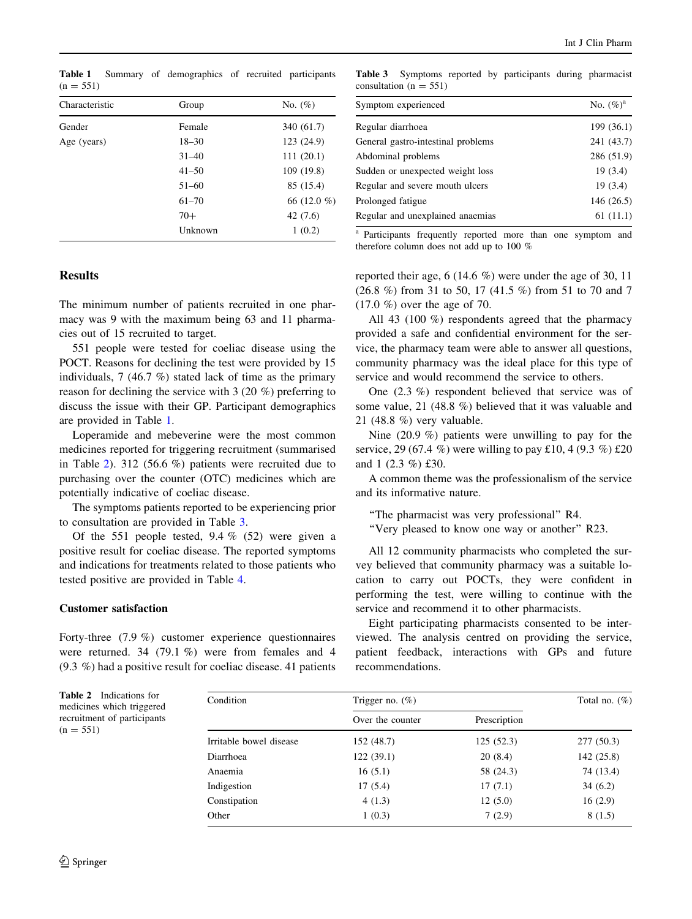**Table 1** Summary of demographics of recruited participants (n = 551)

| Characteristic | Group | No. (%) |
|---|---|---|
| Gender | Female | 340 (61.7) |
| Age (years) | 18–30 | 123 (24.9) |
| | 31–40 | 111 (20.1) |
| | 41–50 | 109 (19.8) |
| | 51–60 | 85 (15.4) |
| | 61–70 | 66 (12.0 %) |
| | 70+ | 42 (7.6) |
| | Unknown | 1 (0.2) |

**Table 3** Symptoms reported by participants during pharmacist consultation (n = 551)

| Symptom experienced | No. (%)[a] |
|---|---|
| Regular diarrhoea | 199 (36.1) |
| General gastro-intestinal problems | 241 (43.7) |
| Abdominal problems | 286 (51.9) |
| Sudden or unexpected weight loss | 19 (3.4) |
| Regular and severe mouth ulcers | 19 (3.4) |
| Prolonged fatigue | 146 (26.5) |
| Regular and unexplained anaemias | 61 (11.1) |

[a] Participants frequently reported more than one symptom and therefore column does not add up to 100 %

## Results

The minimum number of patients recruited in one pharmacy was 9 with the maximum being 63 and 11 pharmacies out of 15 recruited to target.

551 people were tested for coeliac disease using the POCT. Reasons for declining the test were provided by 15 individuals, 7 (46.7 %) stated lack of time as the primary reason for declining the service with 3 (20 %) preferring to discuss the issue with their GP. Participant demographics are provided in Table 1.

Loperamide and mebeverine were the most common medicines reported for triggering recruitment (summarised in Table 2). 312 (56.6 %) patients were recruited due to purchasing over the counter (OTC) medicines which are potentially indicative of coeliac disease.

The symptoms patients reported to be experiencing prior to consultation are provided in Table 3.

Of the 551 people tested, 9.4 % (52) were given a positive result for coeliac disease. The reported symptoms and indications for treatments related to those patients who tested positive are provided in Table 4.

### Customer satisfaction

Forty-three (7.9 %) customer experience questionnaires were returned. 34 (79.1 %) were from females and 4 (9.3 %) had a positive result for coeliac disease. 41 patients reported their age, 6 (14.6 %) were under the age of 30, 11 (26.8 %) from 31 to 50, 17 (41.5 %) from 51 to 70 and 7 (17.0 %) over the age of 70.

All 43 (100 %) respondents agreed that the pharmacy provided a safe and confidential environment for the service, the pharmacy team were able to answer all questions, community pharmacy was the ideal place for this type of service and would recommend the service to others.

One (2.3 %) respondent believed that service was of some value, 21 (48.8 %) believed that it was valuable and 21 (48.8 %) very valuable.

Nine (20.9 %) patients were unwilling to pay for the service, 29 (67.4 %) were willing to pay £10, 4 (9.3 %) £20 and 1 (2.3 %) £30.

A common theme was the professionalism of the service and its informative nature.

> "The pharmacist was very professional" R4.
> "Very pleased to know one way or another" R23.

All 12 community pharmacists who completed the survey believed that community pharmacy was a suitable location to carry out POCTs, they were confident in performing the test, were willing to continue with the service and recommend it to other pharmacists.

Eight participating pharmacists consented to be interviewed. The analysis centred on providing the service, patient feedback, interactions with GPs and future recommendations.

**Table 2** Indications for medicines which triggered recruitment of participants (n = 551)

| Condition | Trigger no. (%) | | Total no. (%) |
|---|---|---|---|
| | Over the counter | Prescription | |
| Irritable bowel disease | 152 (48.7) | 125 (52.3) | 277 (50.3) |
| Diarrhoea | 122 (39.1) | 20 (8.4) | 142 (25.8) |
| Anaemia | 16 (5.1) | 58 (24.3) | 74 (13.4) |
| Indigestion | 17 (5.4) | 17 (7.1) | 34 (6.2) |
| Constipation | 4 (1.3) | 12 (5.0) | 16 (2.9) |
| Other | 1 (0.3) | 7 (2.9) | 8 (1.5) |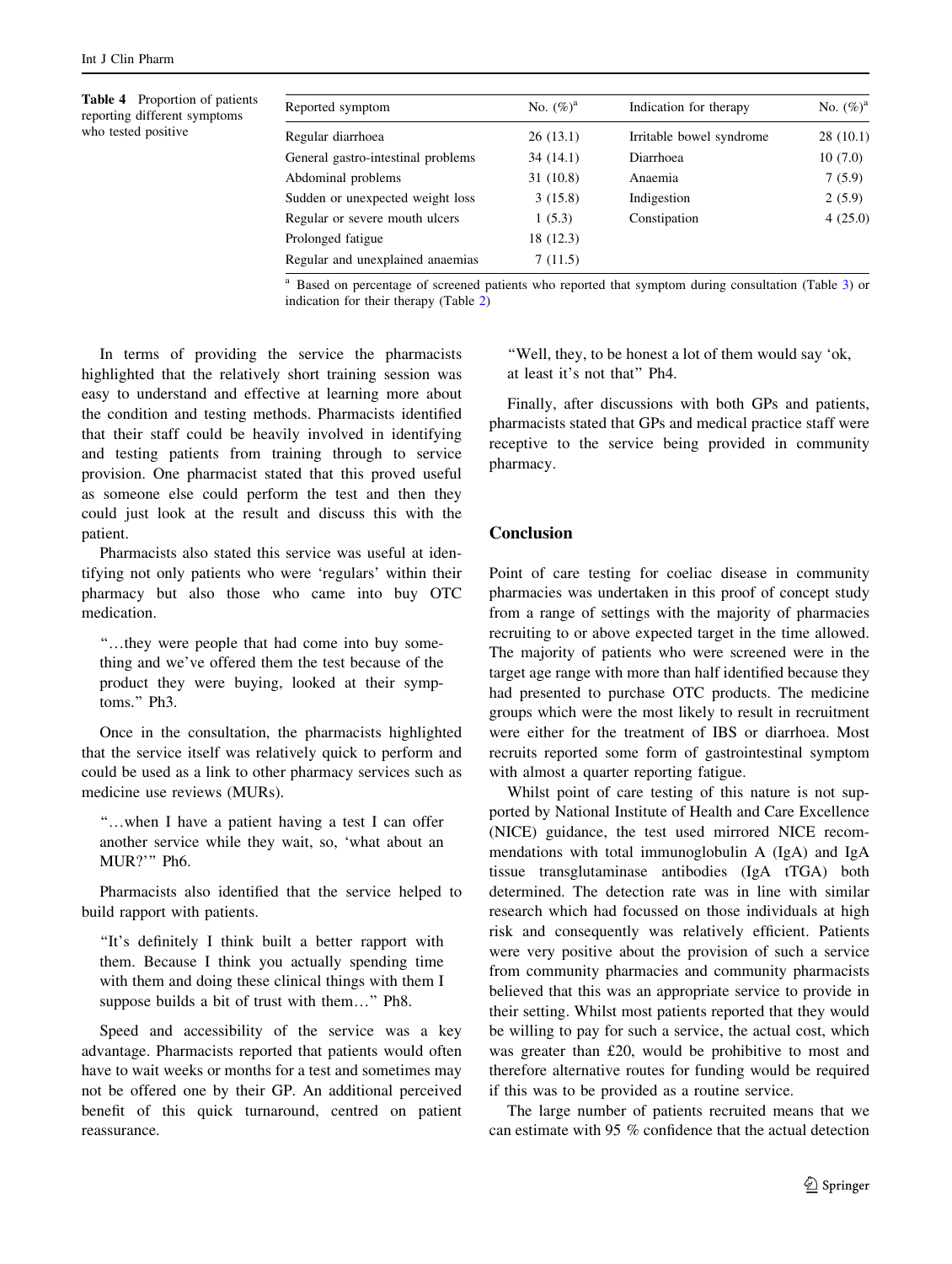**Table 4** Proportion of patients reporting different symptoms who tested positive

| Reported symptom | No. (%)[a] | Indication for therapy | No. (%)[a] |
|---|---|---|---|
| Regular diarrhoea | 26 (13.1) | Irritable bowel syndrome | 28 (10.1) |
| General gastro-intestinal problems | 34 (14.1) | Diarrhoea | 10 (7.0) |
| Abdominal problems | 31 (10.8) | Anaemia | 7 (5.9) |
| Sudden or unexpected weight loss | 3 (15.8) | Indigestion | 2 (5.9) |
| Regular or severe mouth ulcers | 1 (5.3) | Constipation | 4 (25.0) |
| Prolonged fatigue | 18 (12.3) | | |
| Regular and unexplained anaemias | 7 (11.5) | | |

[a] Based on percentage of screened patients who reported that symptom during consultation (Table 3) or indication for their therapy (Table 2)

In terms of providing the service the pharmacists highlighted that the relatively short training session was easy to understand and effective at learning more about the condition and testing methods. Pharmacists identified that their staff could be heavily involved in identifying and testing patients from training through to service provision. One pharmacist stated that this proved useful as someone else could perform the test and then they could just look at the result and discuss this with the patient.

Pharmacists also stated this service was useful at identifying not only patients who were 'regulars' within their pharmacy but also those who came into buy OTC medication.

> "…they were people that had come into buy something and we've offered them the test because of the product they were buying, looked at their symptoms." Ph3.

Once in the consultation, the pharmacists highlighted that the service itself was relatively quick to perform and could be used as a link to other pharmacy services such as medicine use reviews (MURs).

> "…when I have a patient having a test I can offer another service while they wait, so, 'what about an MUR?'" Ph6.

Pharmacists also identified that the service helped to build rapport with patients.

> "It's definitely I think built a better rapport with them. Because I think you actually spending time with them and doing these clinical things with them I suppose builds a bit of trust with them…" Ph8.

Speed and accessibility of the service was a key advantage. Pharmacists reported that patients would often have to wait weeks or months for a test and sometimes may not be offered one by their GP. An additional perceived benefit of this quick turnaround, centred on patient reassurance.

> "Well, they, to be honest a lot of them would say 'ok, at least it's not that" Ph4.

Finally, after discussions with both GPs and patients, pharmacists stated that GPs and medical practice staff were receptive to the service being provided in community pharmacy.

## Conclusion

Point of care testing for coeliac disease in community pharmacies was undertaken in this proof of concept study from a range of settings with the majority of pharmacies recruiting to or above expected target in the time allowed. The majority of patients who were screened were in the target age range with more than half identified because they had presented to purchase OTC products. The medicine groups which were the most likely to result in recruitment were either for the treatment of IBS or diarrhoea. Most recruits reported some form of gastrointestinal symptom with almost a quarter reporting fatigue.

Whilst point of care testing of this nature is not supported by National Institute of Health and Care Excellence (NICE) guidance, the test used mirrored NICE recommendations with total immunoglobulin A (IgA) and IgA tissue transglutaminase antibodies (IgA tTGA) both determined. The detection rate was in line with similar research which had focussed on those individuals at high risk and consequently was relatively efficient. Patients were very positive about the provision of such a service from community pharmacies and community pharmacists believed that this was an appropriate service to provide in their setting. Whilst most patients reported that they would be willing to pay for such a service, the actual cost, which was greater than £20, would be prohibitive to most and therefore alternative routes for funding would be required if this was to be provided as a routine service.

The large number of patients recruited means that we can estimate with 95 % confidence that the actual detection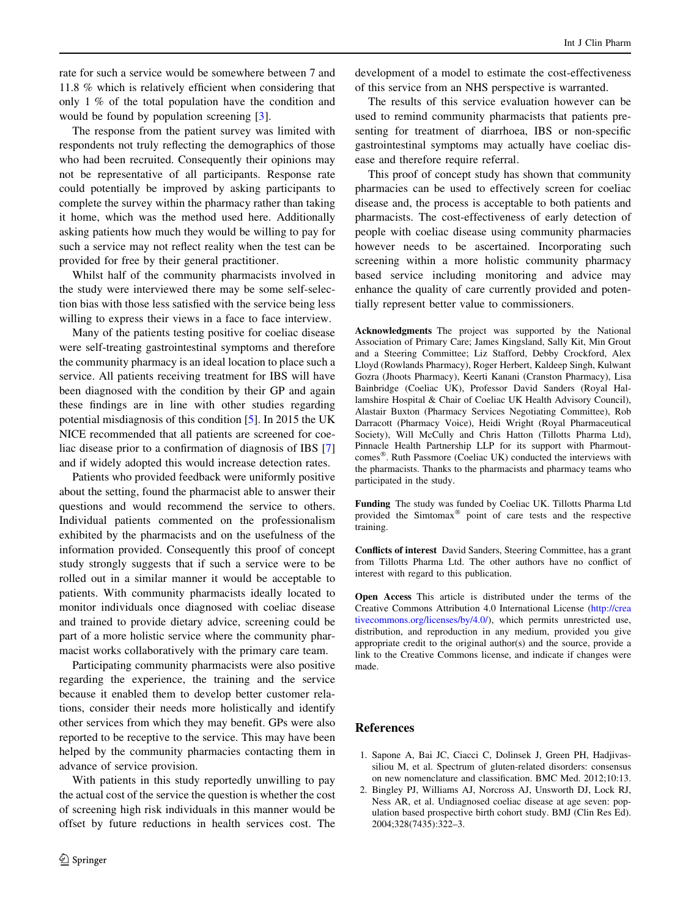rate for such a service would be somewhere between 7 and 11.8 % which is relatively efficient when considering that only 1 % of the total population have the condition and would be found by population screening [3].

The response from the patient survey was limited with respondents not truly reflecting the demographics of those who had been recruited. Consequently their opinions may not be representative of all participants. Response rate could potentially be improved by asking participants to complete the survey within the pharmacy rather than taking it home, which was the method used here. Additionally asking patients how much they would be willing to pay for such a service may not reflect reality when the test can be provided for free by their general practitioner.

Whilst half of the community pharmacists involved in the study were interviewed there may be some self-selection bias with those less satisfied with the service being less willing to express their views in a face to face interview.

Many of the patients testing positive for coeliac disease were self-treating gastrointestinal symptoms and therefore the community pharmacy is an ideal location to place such a service. All patients receiving treatment for IBS will have been diagnosed with the condition by their GP and again these findings are in line with other studies regarding potential misdiagnosis of this condition [5]. In 2015 the UK NICE recommended that all patients are screened for coeliac disease prior to a confirmation of diagnosis of IBS [7] and if widely adopted this would increase detection rates.

Patients who provided feedback were uniformly positive about the setting, found the pharmacist able to answer their questions and would recommend the service to others. Individual patients commented on the professionalism exhibited by the pharmacists and on the usefulness of the information provided. Consequently this proof of concept study strongly suggests that if such a service were to be rolled out in a similar manner it would be acceptable to patients. With community pharmacists ideally located to monitor individuals once diagnosed with coeliac disease and trained to provide dietary advice, screening could be part of a more holistic service where the community pharmacist works collaboratively with the primary care team.

Participating community pharmacists were also positive regarding the experience, the training and the service because it enabled them to develop better customer relations, consider their needs more holistically and identify other services from which they may benefit. GPs were also reported to be receptive to the service. This may have been helped by the community pharmacies contacting them in advance of service provision.

With patients in this study reportedly unwilling to pay the actual cost of the service the question is whether the cost of screening high risk individuals in this manner would be offset by future reductions in health services cost. The development of a model to estimate the cost-effectiveness of this service from an NHS perspective is warranted.

The results of this service evaluation however can be used to remind community pharmacists that patients presenting for treatment of diarrhoea, IBS or non-specific gastrointestinal symptoms may actually have coeliac disease and therefore require referral.

This proof of concept study has shown that community pharmacies can be used to effectively screen for coeliac disease and, the process is acceptable to both patients and pharmacists. The cost-effectiveness of early detection of people with coeliac disease using community pharmacies however needs to be ascertained. Incorporating such screening within a more holistic community pharmacy based service including monitoring and advice may enhance the quality of care currently provided and potentially represent better value to commissioners.

**Acknowledgments** The project was supported by the National Association of Primary Care; James Kingsland, Sally Kit, Min Grout and a Steering Committee; Liz Stafford, Debby Crockford, Alex Lloyd (Rowlands Pharmacy), Roger Herbert, Kaldeep Singh, Kulwant Gozra (Jhoots Pharmacy), Keerti Kanani (Cranston Pharmacy), Lisa Bainbridge (Coeliac UK), Professor David Sanders (Royal Hallamshire Hospital & Chair of Coeliac UK Health Advisory Council), Alastair Buxton (Pharmacy Services Negotiating Committee), Rob Darracott (Pharmacy Voice), Heidi Wright (Royal Pharmaceutical Society), Will McCully and Chris Hatton (Tillotts Pharma Ltd), Pinnacle Health Partnership LLP for its support with Pharmoutcomes®. Ruth Passmore (Coeliac UK) conducted the interviews with the pharmacists. Thanks to the pharmacists and pharmacy teams who participated in the study.

**Funding** The study was funded by Coeliac UK. Tillotts Pharma Ltd provided the Simtomax® point of care tests and the respective training.

**Conflicts of interest** David Sanders, Steering Committee, has a grant from Tillotts Pharma Ltd. The other authors have no conflict of interest with regard to this publication.

**Open Access** This article is distributed under the terms of the Creative Commons Attribution 4.0 International License (http://creativecommons.org/licenses/by/4.0/), which permits unrestricted use, distribution, and reproduction in any medium, provided you give appropriate credit to the original author(s) and the source, provide a link to the Creative Commons license, and indicate if changes were made.

## References

1. Sapone A, Bai JC, Ciacci C, Dolinsek J, Green PH, Hadjivassiliou M, et al. Spectrum of gluten-related disorders: consensus on new nomenclature and classification. BMC Med. 2012;10:13.
2. Bingley PJ, Williams AJ, Norcross AJ, Unsworth DJ, Lock RJ, Ness AR, et al. Undiagnosed coeliac disease at age seven: population based prospective birth cohort study. BMJ (Clin Res Ed). 2004;328(7435):322–3.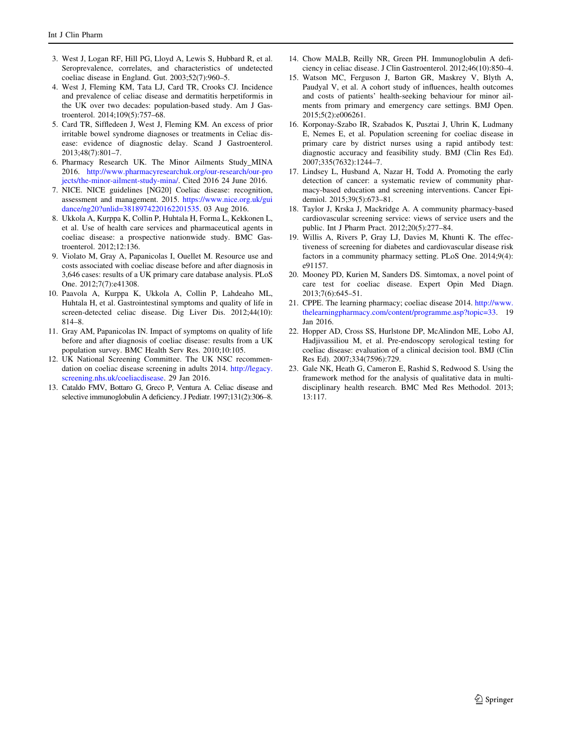3. West J, Logan RF, Hill PG, Lloyd A, Lewis S, Hubbard R, et al. Seroprevalence, correlates, and characteristics of undetected coeliac disease in England. Gut. 2003;52(7):960–5.
4. West J, Fleming KM, Tata LJ, Card TR, Crooks CJ. Incidence and prevalence of celiac disease and dermatitis herpetiformis in the UK over two decades: population-based study. Am J Gastroenterol. 2014;109(5):757–68.
5. Card TR, Siffledeen J, West J, Fleming KM. An excess of prior irritable bowel syndrome diagnoses or treatments in Celiac disease: evidence of diagnostic delay. Scand J Gastroenterol. 2013;48(7):801–7.
6. Pharmacy Research UK. The Minor Ailments Study_MINA 2016. http://www.pharmacyresearchuk.org/our-research/our-projects/the-minor-ailment-study-mina/. Cited 2016 24 June 2016.
7. NICE. NICE guidelines [NG20] Coeliac disease: recognition, assessment and management. 2015. https://www.nice.org.uk/guidance/ng20?unlid=3818974220162201535. 03 Aug 2016.
8. Ukkola A, Kurppa K, Collin P, Huhtala H, Forma L, Kekkonen L, et al. Use of health care services and pharmaceutical agents in coeliac disease: a prospective nationwide study. BMC Gastroenterol. 2012;12:136.
9. Violato M, Gray A, Papanicolas I, Ouellet M. Resource use and costs associated with coeliac disease before and after diagnosis in 3,646 cases: results of a UK primary care database analysis. PLoS One. 2012;7(7):e41308.
10. Paavola A, Kurppa K, Ukkola A, Collin P, Lahdeaho ML, Huhtala H, et al. Gastrointestinal symptoms and quality of life in screen-detected celiac disease. Dig Liver Dis. 2012;44(10):814–8.
11. Gray AM, Papanicolas IN. Impact of symptoms on quality of life before and after diagnosis of coeliac disease: results from a UK population survey. BMC Health Serv Res. 2010;10:105.
12. UK National Screening Committee. The UK NSC recommendation on coeliac disease screening in adults 2014. http://legacy.screening.nhs.uk/coeliacdisease. 29 Jan 2016.
13. Cataldo FMV, Bottaro G, Greco P, Ventura A. Celiac disease and selective immunoglobulin A deficiency. J Pediatr. 1997;131(2):306–8.
14. Chow MALB, Reilly NR, Green PH. Immunoglobulin A deficiency in celiac disease. J Clin Gastroenterol. 2012;46(10):850–4.
15. Watson MC, Ferguson J, Barton GR, Maskrey V, Blyth A, Paudyal V, et al. A cohort study of influences, health outcomes and costs of patients' health-seeking behaviour for minor ailments from primary and emergency care settings. BMJ Open. 2015;5(2):e006261.
16. Korponay-Szabo IR, Szabados K, Pusztai J, Uhrin K, Ludmany E, Nemes E, et al. Population screening for coeliac disease in primary care by district nurses using a rapid antibody test: diagnostic accuracy and feasibility study. BMJ (Clin Res Ed). 2007;335(7632):1244–7.
17. Lindsey L, Husband A, Nazar H, Todd A. Promoting the early detection of cancer: a systematic review of community pharmacy-based education and screening interventions. Cancer Epidemiol. 2015;39(5):673–81.
18. Taylor J, Krska J, Mackridge A. A community pharmacy-based cardiovascular screening service: views of service users and the public. Int J Pharm Pract. 2012;20(5):277–84.
19. Willis A, Rivers P, Gray LJ, Davies M, Khunti K. The effectiveness of screening for diabetes and cardiovascular disease risk factors in a community pharmacy setting. PLoS One. 2014;9(4):e91157.
20. Mooney PD, Kurien M, Sanders DS. Simtomax, a novel point of care test for coeliac disease. Expert Opin Med Diagn. 2013;7(6):645–51.
21. CPPE. The learning pharmacy; coeliac disease 2014. http://www.thelearningpharmacy.com/content/programme.asp?topic=33. 19 Jan 2016.
22. Hopper AD, Cross SS, Hurlstone DP, McAlindon ME, Lobo AJ, Hadjivassiliou M, et al. Pre-endoscopy serological testing for coeliac disease: evaluation of a clinical decision tool. BMJ (Clin Res Ed). 2007;334(7596):729.
23. Gale NK, Heath G, Cameron E, Rashid S, Redwood S. Using the framework method for the analysis of qualitative data in multidisciplinary health research. BMC Med Res Methodol. 2013;13:117.